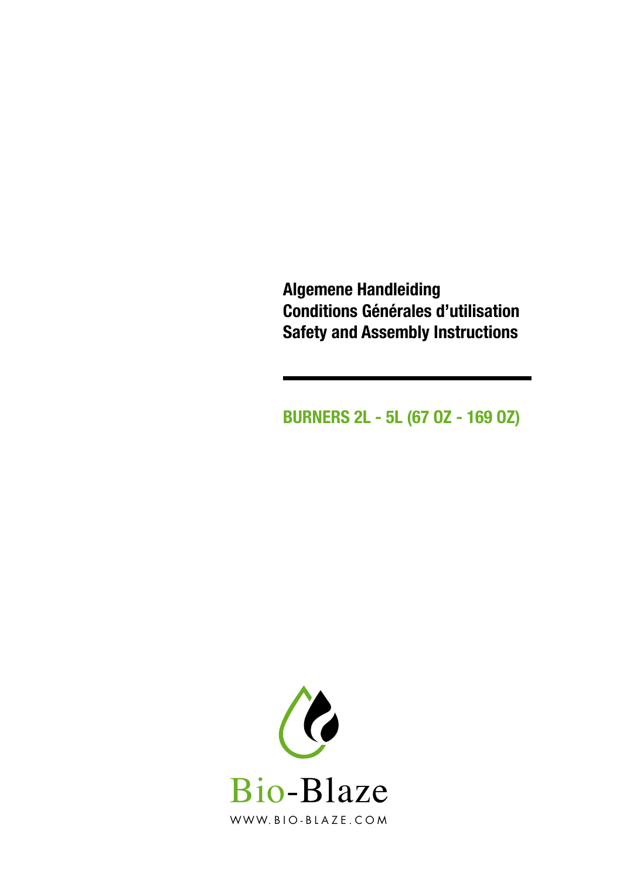**Algemene Handleiding**
**Conditions Générales d'utilisation**
**Safety and Assembly Instructions**

**BURNERS 2L - 5L (67 OZ - 169 OZ)**

Bio-Blaze

WWW.BIO-BLAZE.COM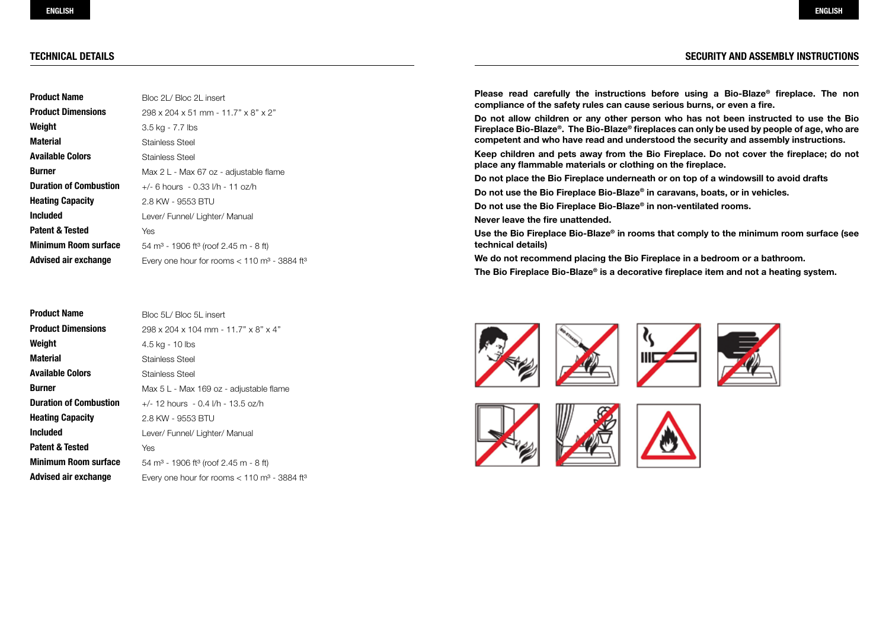## TECHNICAL DETAILS

| | |
|---|---|
| **Product Name** | Bloc 2L/ Bloc 2L insert |
| **Product Dimensions** | 298 x 204 x 51 mm - 11.7" x 8" x 2" |
| **Weight** | 3.5 kg - 7.7 lbs |
| **Material** | Stainless Steel |
| **Available Colors** | Stainless Steel |
| **Burner** | Max 2 L - Max 67 oz - adjustable flame |
| **Duration of Combustion** | +/- 6 hours - 0.33 l/h - 11 oz/h |
| **Heating Capacity** | 2.8 KW - 9553 BTU |
| **Included** | Lever/ Funnel/ Lighter/ Manual |
| **Patent & Tested** | Yes |
| **Minimum Room surface** | 54 m³ - 1906 ft³ (roof 2.45 m - 8 ft) |
| **Advised air exchange** | Every one hour for rooms < 110 m³ - 3884 ft³ |

| | |
|---|---|
| **Product Name** | Bloc 5L/ Bloc 5L insert |
| **Product Dimensions** | 298 x 204 x 104 mm - 11.7" x 8" x 4" |
| **Weight** | 4.5 kg - 10 lbs |
| **Material** | Stainless Steel |
| **Available Colors** | Stainless Steel |
| **Burner** | Max 5 L - Max 169 oz - adjustable flame |
| **Duration of Combustion** | +/- 12 hours - 0.4 l/h - 13.5 oz/h |
| **Heating Capacity** | 2.8 KW - 9553 BTU |
| **Included** | Lever/ Funnel/ Lighter/ Manual |
| **Patent & Tested** | Yes |
| **Minimum Room surface** | 54 m³ - 1906 ft³ (roof 2.45 m - 8 ft) |
| **Advised air exchange** | Every one hour for rooms < 110 m³ - 3884 ft³ |

## SECURITY AND ASSEMBLY INSTRUCTIONS

**Please read carefully the instructions before using a Bio-Blaze® fireplace. The non compliance of the safety rules can cause serious burns, or even a fire.**

**Do not allow children or any other person who has not been instructed to use the Bio Fireplace Bio-Blaze®. The Bio-Blaze® fireplaces can only be used by people of age, who are competent and who have read and understood the security and assembly instructions.**

**Keep children and pets away from the Bio Fireplace. Do not cover the fireplace; do not place any flammable materials or clothing on the fireplace.**

**Do not place the Bio Fireplace underneath or on top of a windowsill to avoid drafts**

**Do not use the Bio Fireplace Bio-Blaze® in caravans, boats, or in vehicles.**

**Do not use the Bio Fireplace Bio-Blaze® in non-ventilated rooms.**

**Never leave the fire unattended.**

**Use the Bio Fireplace Bio-Blaze® in rooms that comply to the minimum room surface (see technical details)**

**We do not recommend placing the Bio Fireplace in a bedroom or a bathroom.**

**The Bio Fireplace Bio-Blaze® is a decorative fireplace item and not a heating system.**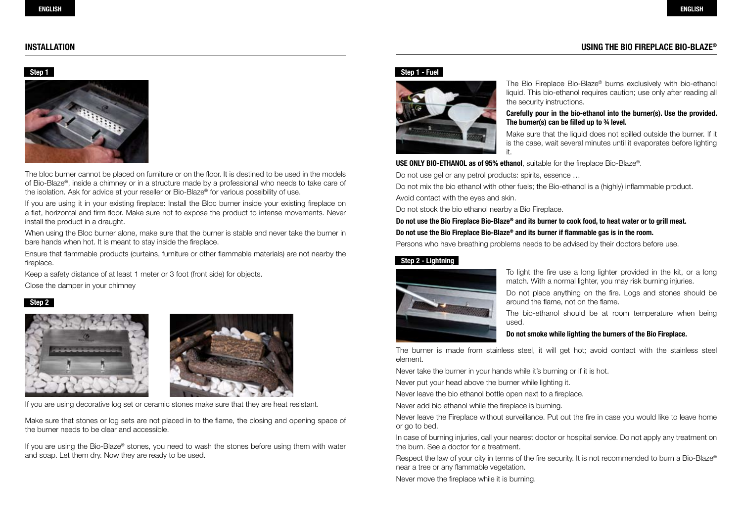## INSTALLATION

**Step 1**

The bloc burner cannot be placed on furniture or on the floor. It is destined to be used in the models of Bio-Blaze®, inside a chimney or in a structure made by a professional who needs to take care of the isolation. Ask for advice at your reseller or Bio-Blaze® for various possibility of use.

If you are using it in your existing fireplace: Install the Bloc burner inside your existing fireplace on a flat, horizontal and firm floor. Make sure not to expose the product to intense movements. Never install the product in a draught.

When using the Bloc burner alone, make sure that the burner is stable and never take the burner in bare hands when hot. It is meant to stay inside the fireplace.

Ensure that flammable products (curtains, furniture or other flammable materials) are not nearby the fireplace.

Keep a safety distance of at least 1 meter or 3 foot (front side) for objects.

Close the damper in your chimney

**Step 2**

If you are using decorative log set or ceramic stones make sure that they are heat resistant.

Make sure that stones or log sets are not placed in to the flame, the closing and opening space of the burner needs to be clear and accessible.

If you are using the Bio-Blaze® stones, you need to wash the stones before using them with water and soap. Let them dry. Now they are ready to be used.

## USING THE BIO FIREPLACE BIO-BLAZE®

**Step 1 - Fuel**

The Bio Fireplace Bio-Blaze® burns exclusively with bio-ethanol liquid. This bio-ethanol requires caution; use only after reading all the security instructions.

**Carefully pour in the bio-ethanol into the burner(s). Use the provided. The burner(s) can be filled up to ¾ level.**

Make sure that the liquid does not spilled outside the burner. If it is the case, wait several minutes until it evaporates before lighting it.

**USE ONLY BIO-ETHANOL as of 95% ethanol**, suitable for the fireplace Bio-Blaze®.

Do not use gel or any petrol products: spirits, essence …

Do not mix the bio ethanol with other fuels; the Bio-ethanol is a (highly) inflammable product.

Avoid contact with the eyes and skin.

Do not stock the bio ethanol nearby a Bio Fireplace.

**Do not use the Bio Fireplace Bio-Blaze® and its burner to cook food, to heat water or to grill meat.**

**Do not use the Bio Fireplace Bio-Blaze® and its burner if flammable gas is in the room.**

Persons who have breathing problems needs to be advised by their doctors before use.

**Step 2 - Lightning**

To light the fire use a long lighter provided in the kit, or a long match. With a normal lighter, you may risk burning injuries.

Do not place anything on the fire. Logs and stones should be around the flame, not on the flame.

The bio-ethanol should be at room temperature when being used.

**Do not smoke while lighting the burners of the Bio Fireplace.**

The burner is made from stainless steel, it will get hot; avoid contact with the stainless steel element.

Never take the burner in your hands while it's burning or if it is hot.

Never put your head above the burner while lighting it.

Never leave the bio ethanol bottle open next to a fireplace.

Never add bio ethanol while the fireplace is burning.

Never leave the Fireplace without surveillance. Put out the fire in case you would like to leave home or go to bed.

In case of burning injuries, call your nearest doctor or hospital service. Do not apply any treatment on the burn. See a doctor for a treatment.

Respect the law of your city in terms of the fire security. It is not recommended to burn a Bio-Blaze® near a tree or any flammable vegetation.

Never move the fireplace while it is burning.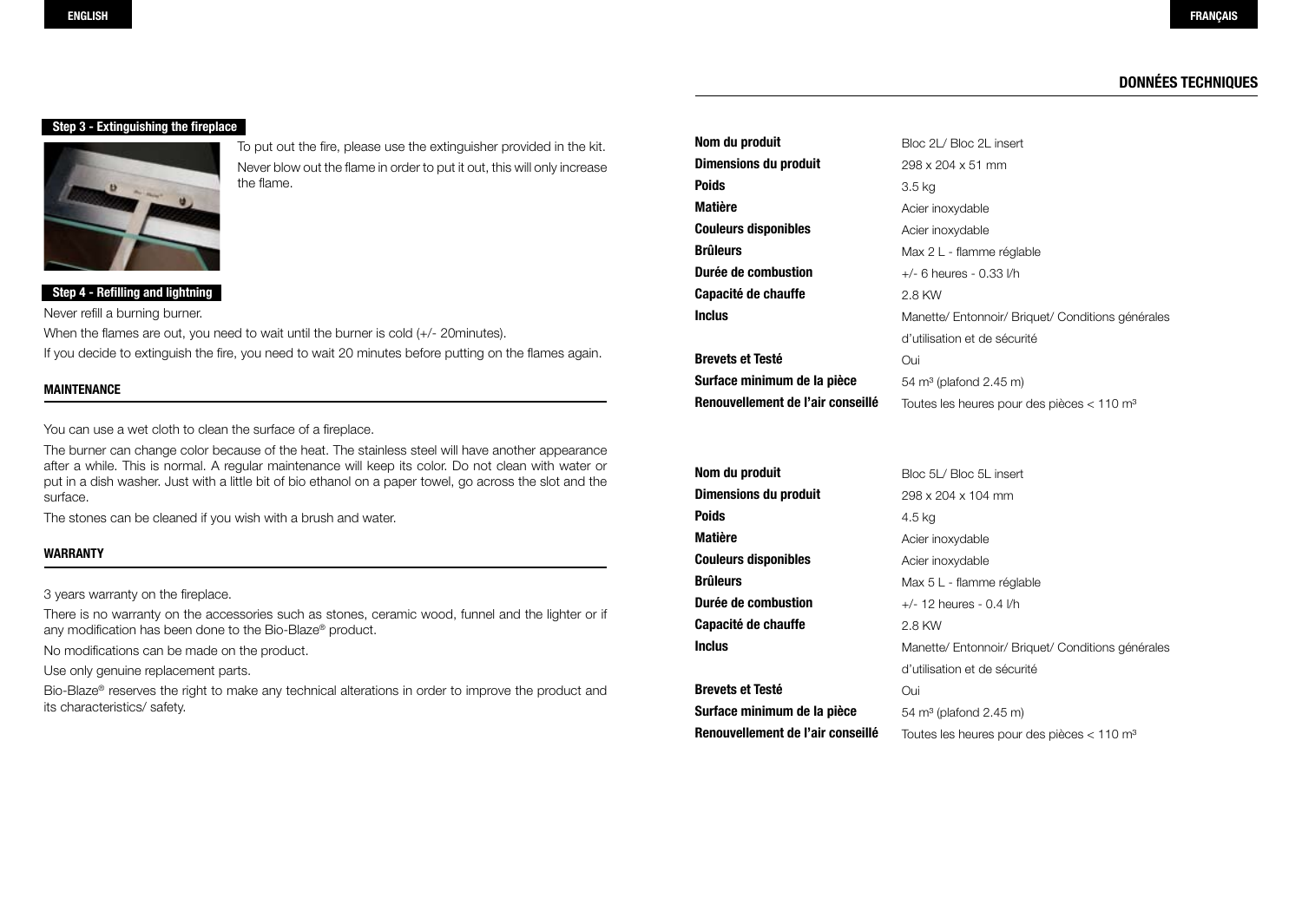ENGLISH

**Step 3 - Extinguishing the fireplace**

To put out the fire, please use the extinguisher provided in the kit.

Never blow out the flame in order to put it out, this will only increase the flame.

**Step 4 - Refilling and lightning**

Never refill a burning burner.

When the flames are out, you need to wait until the burner is cold (+/- 20minutes).

If you decide to extinguish the fire, you need to wait 20 minutes before putting on the flames again.

## MAINTENANCE

You can use a wet cloth to clean the surface of a fireplace.

The burner can change color because of the heat. The stainless steel will have another appearance after a while. This is normal. A regular maintenance will keep its color. Do not clean with water or put in a dish washer. Just with a little bit of bio ethanol on a paper towel, go across the slot and the surface.

The stones can be cleaned if you wish with a brush and water.

## WARRANTY

3 years warranty on the fireplace.

There is no warranty on the accessories such as stones, ceramic wood, funnel and the lighter or if any modification has been done to the Bio-Blaze® product.

No modifications can be made on the product.

Use only genuine replacement parts.

Bio-Blaze® reserves the right to make any technical alterations in order to improve the product and its characteristics/ safety.

FRANÇAIS

## DONNÉES TECHNIQUES

| | |
|---|---|
| **Nom du produit** | Bloc 2L/ Bloc 2L insert |
| **Dimensions du produit** | 298 x 204 x 51 mm |
| **Poids** | 3.5 kg |
| **Matière** | Acier inoxydable |
| **Couleurs disponibles** | Acier inoxydable |
| **Brûleurs** | Max 2 L - flamme réglable |
| **Durée de combustion** | +/- 6 heures - 0.33 l/h |
| **Capacité de chauffe** | 2.8 KW |
| **Inclus** | Manette/ Entonnoir/ Briquet/ Conditions générales d'utilisation et de sécurité |
| **Brevets et Testé** | Oui |
| **Surface minimum de la pièce** | 54 m³ (plafond 2.45 m) |
| **Renouvellement de l'air conseillé** | Toutes les heures pour des pièces < 110 m³ |

| | |
|---|---|
| **Nom du produit** | Bloc 5L/ Bloc 5L insert |
| **Dimensions du produit** | 298 x 204 x 104 mm |
| **Poids** | 4.5 kg |
| **Matière** | Acier inoxydable |
| **Couleurs disponibles** | Acier inoxydable |
| **Brûleurs** | Max 5 L - flamme réglable |
| **Durée de combustion** | +/- 12 heures - 0.4 l/h |
| **Capacité de chauffe** | 2.8 KW |
| **Inclus** | Manette/ Entonnoir/ Briquet/ Conditions générales d'utilisation et de sécurité |
| **Brevets et Testé** | Oui |
| **Surface minimum de la pièce** | 54 m³ (plafond 2.45 m) |
| **Renouvellement de l'air conseillé** | Toutes les heures pour des pièces < 110 m³ |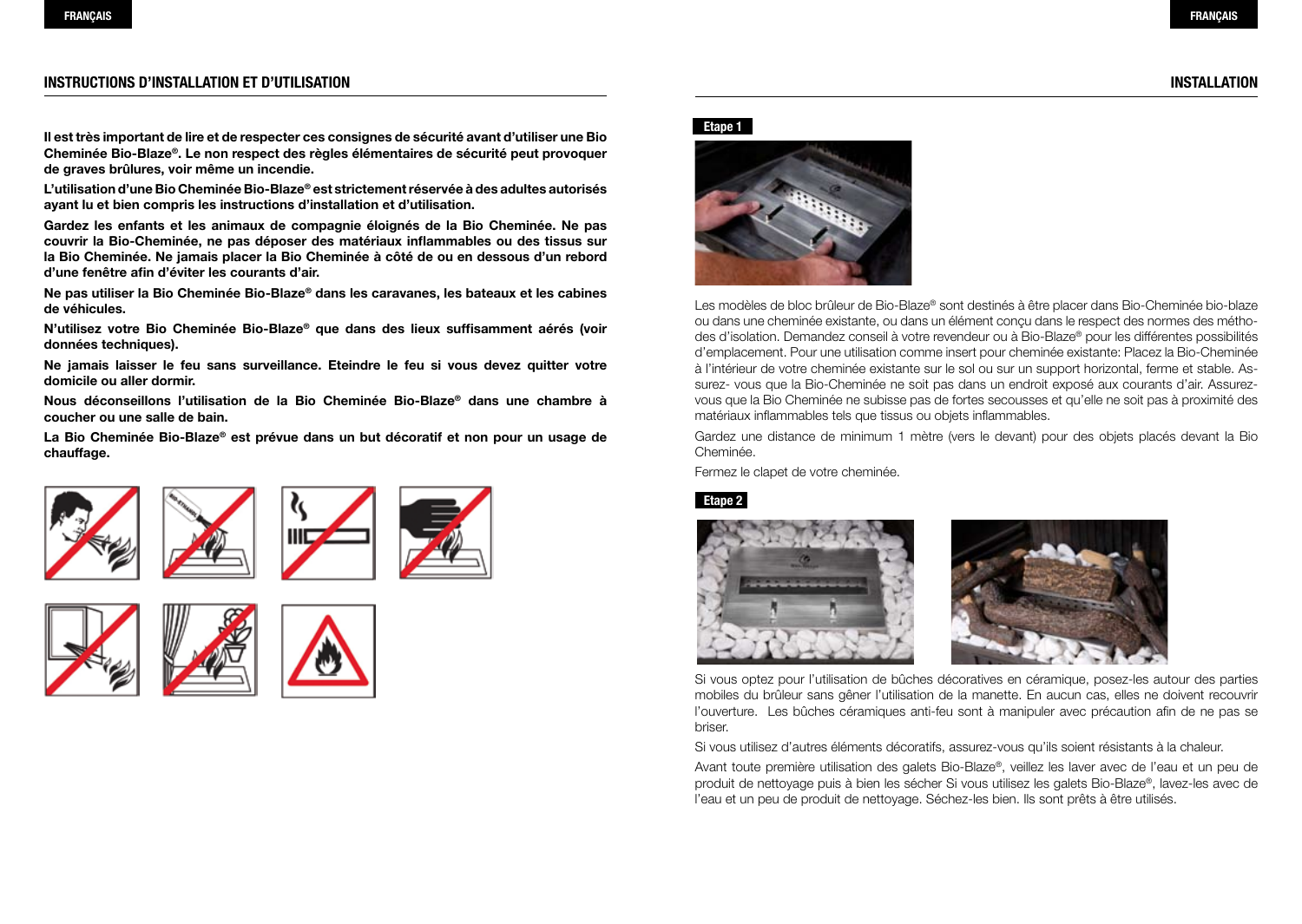## INSTRUCTIONS D'INSTALLATION ET D'UTILISATION

**Il est très important de lire et de respecter ces consignes de sécurité avant d'utiliser une Bio Cheminée Bio-Blaze®. Le non respect des règles élémentaires de sécurité peut provoquer de graves brûlures, voir même un incendie.**

**L'utilisation d'une Bio Cheminée Bio-Blaze® est strictement réservée à des adultes autorisés ayant lu et bien compris les instructions d'installation et d'utilisation.**

**Gardez les enfants et les animaux de compagnie éloignés de la Bio Cheminée. Ne pas couvrir la Bio-Cheminée, ne pas déposer des matériaux inflammables ou des tissus sur la Bio Cheminée. Ne jamais placer la Bio Cheminée à côté de ou en dessous d'un rebord d'une fenêtre afin d'éviter les courants d'air.**

**Ne pas utiliser la Bio Cheminée Bio-Blaze® dans les caravanes, les bateaux et les cabines de véhicules.**

**N'utilisez votre Bio Cheminée Bio-Blaze® que dans des lieux suffisamment aérés (voir données techniques).**

**Ne jamais laisser le feu sans surveillance. Eteindre le feu si vous devez quitter votre domicile ou aller dormir.**

**Nous déconseillons l'utilisation de la Bio Cheminée Bio-Blaze® dans une chambre à coucher ou une salle de bain.**

**La Bio Cheminée Bio-Blaze® est prévue dans un but décoratif et non pour un usage de chauffage.**

## INSTALLATION

**Etape 1**

Les modèles de bloc brûleur de Bio-Blaze® sont destinés à être placer dans Bio-Cheminée bio-blaze ou dans une cheminée existante, ou dans un élément conçu dans le respect des normes des méthodes d'isolation. Demandez conseil à votre revendeur ou à Bio-Blaze® pour les différentes possibilités d'emplacement. Pour une utilisation comme insert pour cheminée existante: Placez la Bio-Cheminée à l'intérieur de votre cheminée existante sur le sol ou sur un support horizontal, ferme et stable. Assurez- vous que la Bio-Cheminée ne soit pas dans un endroit exposé aux courants d'air. Assurez-vous que la Bio Cheminée ne subisse pas de fortes secousses et qu'elle ne soit pas à proximité des matériaux inflammables tels que tissus ou objets inflammables.

Gardez une distance de minimum 1 mètre (vers le devant) pour des objets placés devant la Bio Cheminée.

Fermez le clapet de votre cheminée.

**Etape 2**

Si vous optez pour l'utilisation de bûches décoratives en céramique, posez-les autour des parties mobiles du brûleur sans gêner l'utilisation de la manette. En aucun cas, elles ne doivent recouvrir l'ouverture. Les bûches céramiques anti-feu sont à manipuler avec précaution afin de ne pas se briser.

Si vous utilisez d'autres éléments décoratifs, assurez-vous qu'ils soient résistants à la chaleur.

Avant toute première utilisation des galets Bio-Blaze®, veillez les laver avec de l'eau et un peu de produit de nettoyage puis à bien les sécher Si vous utilisez les galets Bio-Blaze®, lavez-les avec de l'eau et un peu de produit de nettoyage. Séchez-les bien. Ils sont prêts à être utilisés.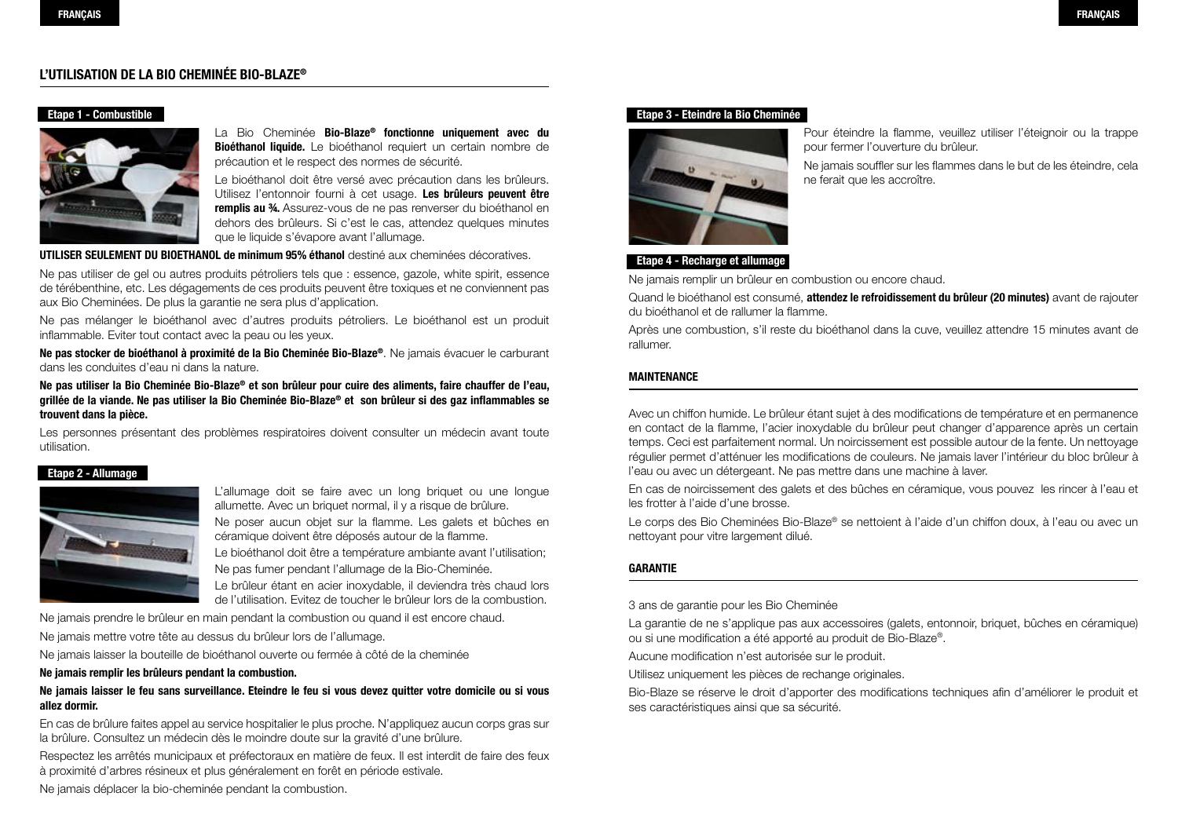## L'UTILISATION DE LA BIO CHEMINÉE BIO-BLAZE®

### Etape 1 - Combustible

La Bio Cheminée **Bio-Blaze® fonctionne uniquement avec du Bioéthanol liquide.** Le bioéthanol requiert un certain nombre de précaution et le respect des normes de sécurité.

Le bioéthanol doit être versé avec précaution dans les brûleurs. Utilisez l'entonnoir fourni à cet usage. **Les brûleurs peuvent être remplis au ¾.** Assurez-vous de ne pas renverser du bioéthanol en dehors des brûleurs. Si c'est le cas, attendez quelques minutes que le liquide s'évapore avant l'allumage.

**UTILISER SEULEMENT DU BIOETHANOL de minimum 95% éthanol** destiné aux cheminées décoratives.

Ne pas utiliser de gel ou autres produits pétroliers tels que : essence, gazole, white spirit, essence de térébenthine, etc. Les dégagements de ces produits peuvent être toxiques et ne conviennent pas aux Bio Cheminées. De plus la garantie ne sera plus d'application.

Ne pas mélanger le bioéthanol avec d'autres produits pétroliers. Le bioéthanol est un produit inflammable. Eviter tout contact avec la peau ou les yeux.

**Ne pas stocker de bioéthanol à proximité de la Bio Cheminée Bio-Blaze®**. Ne jamais évacuer le carburant dans les conduites d'eau ni dans la nature.

**Ne pas utiliser la Bio Cheminée Bio-Blaze® et son brûleur pour cuire des aliments, faire chauffer de l'eau, grillée de la viande. Ne pas utiliser la Bio Cheminée Bio-Blaze® et son brûleur si des gaz inflammables se trouvent dans la pièce.**

Les personnes présentant des problèmes respiratoires doivent consulter un médecin avant toute utilisation.

### Etape 2 - Allumage

L'allumage doit se faire avec un long briquet ou une longue allumette. Avec un briquet normal, il y a risque de brûlure.

Ne poser aucun objet sur la flamme. Les galets et bûches en céramique doivent être déposés autour de la flamme.

Le bioéthanol doit être a température ambiante avant l'utilisation;

Ne pas fumer pendant l'allumage de la Bio-Cheminée.

Le brûleur étant en acier inoxydable, il deviendra très chaud lors de l'utilisation. Evitez de toucher le brûleur lors de la combustion.

Ne jamais prendre le brûleur en main pendant la combustion ou quand il est encore chaud.

Ne jamais mettre votre tête au dessus du brûleur lors de l'allumage.

Ne jamais laisser la bouteille de bioéthanol ouverte ou fermée à côté de la cheminée

**Ne jamais remplir les brûleurs pendant la combustion.**

**Ne jamais laisser le feu sans surveillance. Eteindre le feu si vous devez quitter votre domicile ou si vous allez dormir.**

En cas de brûlure faites appel au service hospitalier le plus proche. N'appliquez aucun corps gras sur la brûlure. Consultez un médecin dès le moindre doute sur la gravité d'une brûlure.

Respectez les arrêtés municipaux et préfectoraux en matière de feux. Il est interdit de faire des feux à proximité d'arbres résineux et plus généralement en forêt en période estivale.

Ne jamais déplacer la bio-cheminée pendant la combustion.

### Etape 3 - Eteindre la Bio Cheminée

Pour éteindre la flamme, veuillez utiliser l'éteignoir ou la trappe pour fermer l'ouverture du brûleur.

Ne jamais souffler sur les flammes dans le but de les éteindre, cela ne ferait que les accroître.

### Etape 4 - Recharge et allumage

Ne jamais remplir un brûleur en combustion ou encore chaud.

Quand le bioéthanol est consumé, **attendez le refroidissement du brûleur (20 minutes)** avant de rajouter du bioéthanol et de rallumer la flamme.

Après une combustion, s'il reste du bioéthanol dans la cuve, veuillez attendre 15 minutes avant de rallumer.

## MAINTENANCE

Avec un chiffon humide. Le brûleur étant sujet à des modifications de température et en permanence en contact de la flamme, l'acier inoxydable du brûleur peut changer d'apparence après un certain temps. Ceci est parfaitement normal. Un noircissement est possible autour de la fente. Un nettoyage régulier permet d'atténuer les modifications de couleurs. Ne jamais laver l'intérieur du bloc brûleur à l'eau ou avec un détergeant. Ne pas mettre dans une machine à laver.

En cas de noircissement des galets et des bûches en céramique, vous pouvez les rincer à l'eau et les frotter à l'aide d'une brosse.

Le corps des Bio Cheminées Bio-Blaze® se nettoient à l'aide d'un chiffon doux, à l'eau ou avec un nettoyant pour vitre largement dilué.

## GARANTIE

3 ans de garantie pour les Bio Cheminée

La garantie de ne s'applique pas aux accessoires (galets, entonnoir, briquet, bûches en céramique) ou si une modification a été apporté au produit de Bio-Blaze®.

Aucune modification n'est autorisée sur le produit.

Utilisez uniquement les pièces de rechange originales.

Bio-Blaze se réserve le droit d'apporter des modifications techniques afin d'améliorer le produit et ses caractéristiques ainsi que sa sécurité.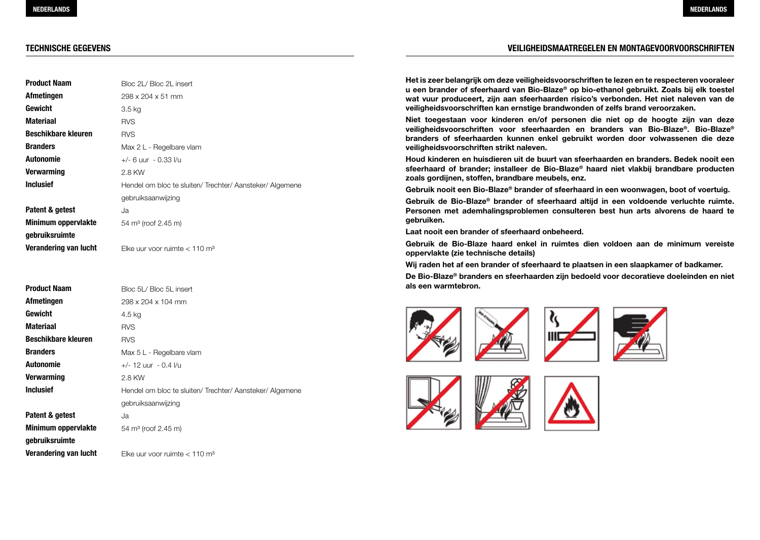## TECHNISCHE GEGEVENS

| | |
|---|---|
| **Product Naam** | Bloc 2L/ Bloc 2L insert |
| **Afmetingen** | 298 x 204 x 51 mm |
| **Gewicht** | 3.5 kg |
| **Materiaal** | RVS |
| **Beschikbare kleuren** | RVS |
| **Branders** | Max 2 L - Regelbare vlam |
| **Autonomie** | +/- 6 uur - 0.33 l/u |
| **Verwarming** | 2.8 KW |
| **Inclusief** | Hendel om bloc te sluiten/ Trechter/ Aansteker/ Algemene gebruiksaanwijzing |
| **Patent & getest** | Ja |
| **Minimum oppervlakte gebruiksruimte** | 54 m³ (roof 2.45 m) |
| **Verandering van lucht** | Elke uur voor ruimte < 110 m³ |

| | |
|---|---|
| **Product Naam** | Bloc 5L/ Bloc 5L insert |
| **Afmetingen** | 298 x 204 x 104 mm |
| **Gewicht** | 4.5 kg |
| **Materiaal** | RVS |
| **Beschikbare kleuren** | RVS |
| **Branders** | Max 5 L - Regelbare vlam |
| **Autonomie** | +/- 12 uur - 0.4 l/u |
| **Verwarming** | 2.8 KW |
| **Inclusief** | Hendel om bloc te sluiten/ Trechter/ Aansteker/ Algemene gebruiksaanwijzing |
| **Patent & getest** | Ja |
| **Minimum oppervlakte gebruiksruimte** | 54 m³ (roof 2.45 m) |
| **Verandering van lucht** | Elke uur voor ruimte < 110 m³ |

## VEILIGHEIDSMAATREGELEN EN MONTAGEVOORVOORSCHRIFTEN

**Het is zeer belangrijk om deze veiligheidsvoorschriften te lezen en te respecteren vooraleer u een brander of sfeerhaard van Bio-Blaze® op bio-ethanol gebruikt. Zoals bij elk toestel wat vuur produceert, zijn aan sfeerhaarden risico's verbonden. Het niet naleven van de veiligheidsvoorschriften kan ernstige brandwonden of zelfs brand veroorzaken.**

**Niet toegestaan voor kinderen en/of personen die niet op de hoogte zijn van deze veiligheidsvoorschriften voor sfeerhaarden en branders van Bio-Blaze®. Bio-Blaze® branders of sfeerhaarden kunnen enkel gebruikt worden door volwassenen die deze veiligheidsvoorschriften strikt naleven.**

**Houd kinderen en huisdieren uit de buurt van sfeerhaarden en branders. Bedek nooit een sfeerhaard of brander; installeer de Bio-Blaze® haard niet vlakbij brandbare producten zoals gordijnen, stoffen, brandbare meubels, enz.**

**Gebruik nooit een Bio-Blaze® brander of sfeerhaard in een woonwagen, boot of voertuig.**

**Gebruik de Bio-Blaze® brander of sfeerhaard altijd in een voldoende verluchte ruimte. Personen met ademhalingsproblemen consulteren best hun arts alvorens de haard te gebruiken.**

**Laat nooit een brander of sfeerhaard onbeheerd.**

**Gebruik de Bio-Blaze haard enkel in ruimtes dien voldoen aan de minimum vereiste oppervlakte (zie technische details)**

**Wij raden het af een brander of sfeerhaard te plaatsen in een slaapkamer of badkamer.**

**De Bio-Blaze® branders en sfeerhaarden zijn bedoeld voor decoratieve doeleinden en niet als een warmtebron.**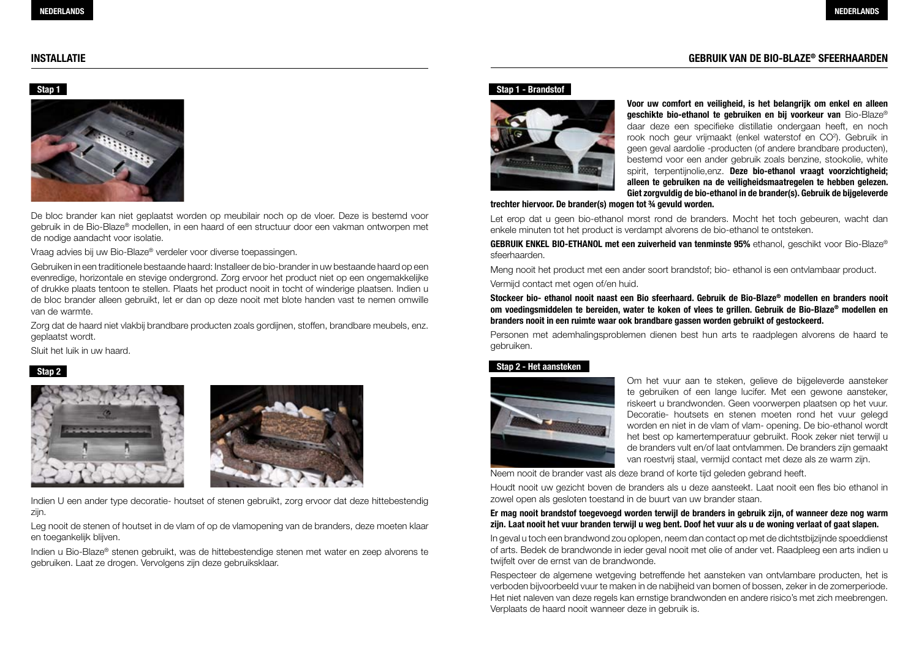## INSTALLATIE

**Stap 1**

De bloc brander kan niet geplaatst worden op meubilair noch op de vloer. Deze is bestemd voor gebruik in de Bio-Blaze® modellen, in een haard of een structuur door een vakman ontworpen met de nodige aandacht voor isolatie.

Vraag advies bij uw Bio-Blaze® verdeler voor diverse toepassingen.

Gebruiken in een traditionele bestaande haard: Installeer de bio-brander in uw bestaande haard op een evenredige, horizontale en stevige ondergrond. Zorg ervoor het product niet op een ongemakkelijke of drukke plaats tentoon te stellen. Plaats het product nooit in tocht of winderige plaatsen. Indien u de bloc brander alleen gebruikt, let er dan op deze nooit met blote handen vast te nemen omwille van de warmte.

Zorg dat de haard niet vlakbij brandbare producten zoals gordijnen, stoffen, brandbare meubels, enz. geplaatst wordt.

Sluit het luik in uw haard.

**Stap 2**

Indien U een ander type decoratie- houtset of stenen gebruikt, zorg ervoor dat deze hittebestendig zijn.

Leg nooit de stenen of houtset in de vlam of op de vlamopening van de branders, deze moeten klaar en toegankelijk blijven.

Indien u Bio-Blaze® stenen gebruikt, was de hittebestendige stenen met water en zeep alvorens te gebruiken. Laat ze drogen. Vervolgens zijn deze gebruiksklaar.

## GEBRUIK VAN DE BIO-BLAZE® SFEERHAARDEN

**Stap 1 - Brandstof**

**Voor uw comfort en veiligheid, is het belangrijk om enkel en alleen geschikte bio-ethanol te gebruiken en bij voorkeur van** Bio-Blaze® daar deze een specifieke distillatie ondergaan heeft, en noch rook noch geur vrijmaakt (enkel waterstof en $CO^2$). Gebruik in geen geval aardolie -producten (of andere brandbare producten), bestemd voor een ander gebruik zoals benzine, stookolie, white spirit, terpentijnolie,enz. **Deze bio-ethanol vraagt voorzichtigheid; alleen te gebruiken na de veiligheidsmaatregelen te hebben gelezen. Giet zorgvuldig de bio-ethanol in de brander(s). Gebruik de bijgeleverde trechter hiervoor. De brander(s) mogen tot ¾ gevuld worden.**

Let erop dat u geen bio-ethanol morst rond de branders. Mocht het toch gebeuren, wacht dan enkele minuten tot het product is verdampt alvorens de bio-ethanol te ontsteken.

**GEBRUIK ENKEL BIO-ETHANOL met een zuiverheid van tenminste 95%** ethanol, geschikt voor Bio-Blaze® sfeerhaarden.

Meng nooit het product met een ander soort brandstof; bio- ethanol is een ontvlambaar product.

Vermijd contact met ogen of/en huid.

**Stockeer bio- ethanol nooit naast een Bio sfeerhaard. Gebruik de Bio-Blaze® modellen en branders nooit om voedingsmiddelen te bereiden, water te koken of vlees te grillen. Gebruik de Bio-Blaze® modellen en branders nooit in een ruimte waar ook brandbare gassen worden gebruikt of gestockeerd.**

Personen met ademhalingsproblemen dienen best hun arts te raadplegen alvorens de haard te gebruiken.

**Stap 2 - Het aansteken**

Om het vuur aan te steken, gelieve de bijgeleverde aansteker te gebruiken of een lange lucifer. Met een gewone aansteker, riskeert u brandwonden. Geen voorwerpen plaatsen op het vuur. Decoratie- houtsets en stenen moeten rond het vuur gelegd worden en niet in de vlam of vlam- opening. De bio-ethanol wordt het best op kamertemperatuur gebruikt. Rook zeker niet terwijl u de branders vult en/of laat ontvlammen. De branders zijn gemaakt van roestvrij staal, vermijd contact met deze als ze warm zijn.

Neem nooit de brander vast als deze brand of korte tijd geleden gebrand heeft.

Houdt nooit uw gezicht boven de branders als u deze aansteekt. Laat nooit een fles bio ethanol in zowel open als gesloten toestand in de buurt van uw brander staan.

**Er mag nooit brandstof toegevoegd worden terwijl de branders in gebruik zijn, of wanneer deze nog warm zijn. Laat nooit het vuur branden terwijl u weg bent. Doof het vuur als u de woning verlaat of gaat slapen.**

In geval u toch een brandwond zou oplopen, neem dan contact op met de dichtstbijzijnde spoeddienst of arts. Bedek de brandwonde in ieder geval nooit met olie of ander vet. Raadpleeg een arts indien u twijfelt over de ernst van de brandwonde.

Respecteer de algemene wetgeving betreffende het aansteken van ontvlambare producten, het is verboden bijvoorbeeld vuur te maken in de nabijheid van bomen of bossen, zeker in de zomerperiode. Het niet naleven van deze regels kan ernstige brandwonden en andere risico's met zich meebrengen. Verplaats de haard nooit wanneer deze in gebruik is.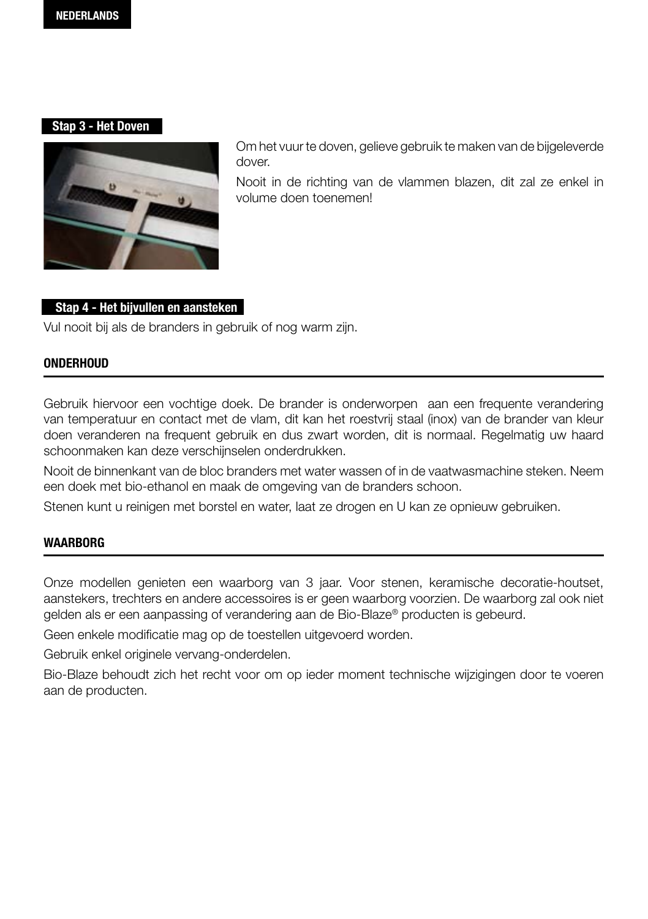NEDERLANDS

## Stap 3 - Het Doven

Om het vuur te doven, gelieve gebruik te maken van de bijgeleverde dover.

Nooit in de richting van de vlammen blazen, dit zal ze enkel in volume doen toenemen!

## Stap 4 - Het bijvullen en aansteken

Vul nooit bij als de branders in gebruik of nog warm zijn.

## ONDERHOUD

Gebruik hiervoor een vochtige doek. De brander is onderworpen aan een frequente verandering van temperatuur en contact met de vlam, dit kan het roestvrij staal (inox) van de brander van kleur doen veranderen na frequent gebruik en dus zwart worden, dit is normaal. Regelmatig uw haard schoonmaken kan deze verschijnselen onderdrukken.

Nooit de binnenkant van de bloc branders met water wassen of in de vaatwasmachine steken. Neem een doek met bio-ethanol en maak de omgeving van de branders schoon.

Stenen kunt u reinigen met borstel en water, laat ze drogen en U kan ze opnieuw gebruiken.

## WAARBORG

Onze modellen genieten een waarborg van 3 jaar. Voor stenen, keramische decoratie-houtset, aanstekers, trechters en andere accessoires is er geen waarborg voorzien. De waarborg zal ook niet gelden als er een aanpassing of verandering aan de Bio-Blaze® producten is gebeurd.

Geen enkele modificatie mag op de toestellen uitgevoerd worden.

Gebruik enkel originele vervang-onderdelen.

Bio-Blaze behoudt zich het recht voor om op ieder moment technische wijzigingen door te voeren aan de producten.